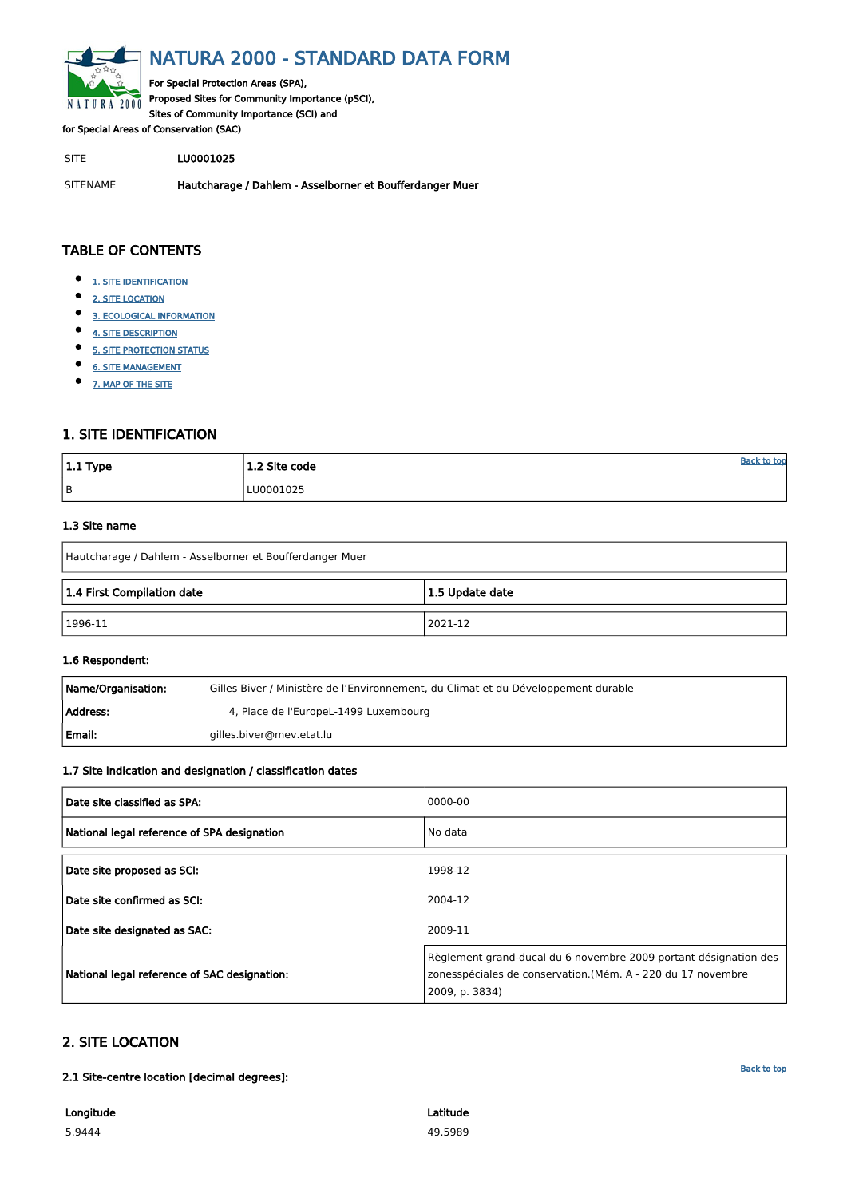# NATURA 2000 - STANDARD DATA FORM

For Special Protection Areas (SPA),
Proposed Sites for Community Importance (pSCI),
Sites of Community Importance (SCI) and
for Special Areas of Conservation (SAC)

SITE LU0001025

SITENAME **Hautcharage / Dahlem - Asselborner et Boufferdanger Muer**

## TABLE OF CONTENTS

- 1. SITE IDENTIFICATION
- 2. SITE LOCATION
- 3. ECOLOGICAL INFORMATION
- 4. SITE DESCRIPTION
- 5. SITE PROTECTION STATUS
- 6. SITE MANAGEMENT
- 7. MAP OF THE SITE

## 1. SITE IDENTIFICATION

| 1.1 Type | 1.2 Site code |
|---|---|
| B | LU0001025 |

### 1.3 Site name

| Hautcharage / Dahlem - Asselborner et Boufferdanger Muer |
|---|

| 1.4 First Compilation date | 1.5 Update date |
|---|---|
| 1996-11 | 2021-12 |

### 1.6 Respondent:

| | |
|---|---|
| **Name/Organisation:** | Gilles Biver / Ministère de l'Environnement, du Climat et du Développement durable |
| **Address:** | 4, Place de l'EuropeL-1499 Luxembourg |
| **Email:** | gilles.biver@mev.etat.lu |

### 1.7 Site indication and designation / classification dates

| | |
|---|---|
| **Date site classified as SPA:** | 0000-00 |
| **National legal reference of SPA designation** | No data |

| | |
|---|---|
| **Date site proposed as SCI:** | 1998-12 |
| **Date site confirmed as SCI:** | 2004-12 |
| **Date site designated as SAC:** | 2009-11 |
| **National legal reference of SAC designation:** | Règlement grand-ducal du 6 novembre 2009 portant désignation des zonesspéciales de conservation.(Mém. A - 220 du 17 novembre 2009, p. 3834) |

## 2. SITE LOCATION

### 2.1 Site-centre location [decimal degrees]:

| Longitude | Latitude |
|---|---|
| 5.9444 | 49.5989 |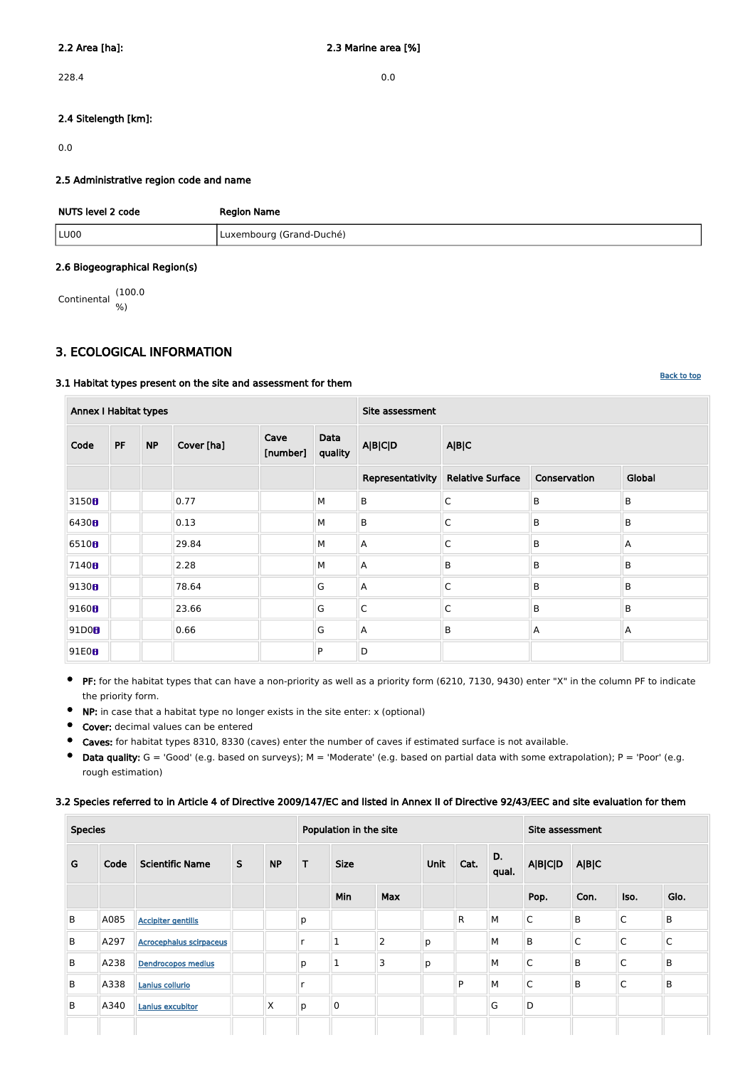**2.2 Area [ha]:**

228.4

**2.3 Marine area [%]**

0.0

**2.4 Sitelength [km]:**

0.0

### 2.5 Administrative region code and name

| NUTS level 2 code | Region Name |
|---|---|
| LU00 | Luxembourg (Grand-Duché) |

### 2.6 Biogeographical Region(s)

Continental (100.0 %)

## 3. ECOLOGICAL INFORMATION

Back to top

### 3.1 Habitat types present on the site and assessment for them

| Annex I Habitat types | | | | | | Site assessment | | | |
|---|---|---|---|---|---|---|---|---|---|
| Code | PF | NP | Cover [ha] | Cave [number] | Data quality | A\|B\|C\|D | A\|B\|C | | |
| | | | | | | Representativity | Relative Surface | Conservation | Global |
| 3150 | | | 0.77 | | M | B | C | B | B |
| 6430 | | | 0.13 | | M | B | C | B | B |
| 6510 | | | 29.84 | | M | A | C | B | A |
| 7140 | | | 2.28 | | M | A | B | B | B |
| 9130 | | | 78.64 | | G | A | C | B | B |
| 9160 | | | 23.66 | | G | C | C | B | B |
| 91D0 | | | 0.66 | | G | A | B | A | A |
| 91E0 | | | | | P | D | | | |

- **PF:** for the habitat types that can have a non-priority as well as a priority form (6210, 7130, 9430) enter "X" in the column PF to indicate the priority form.
- **NP:** in case that a habitat type no longer exists in the site enter: x (optional)
- **Cover:** decimal values can be entered
- **Caves:** for habitat types 8310, 8330 (caves) enter the number of caves if estimated surface is not available.
- **Data quality:** G = 'Good' (e.g. based on surveys); M = 'Moderate' (e.g. based on partial data with some extrapolation); P = 'Poor' (e.g. rough estimation)

### 3.2 Species referred to in Article 4 of Directive 2009/147/EC and listed in Annex II of Directive 92/43/EEC and site evaluation for them

| Species | | | | | Population in the site | | | | | | Site assessment | | | |
|---|---|---|---|---|---|---|---|---|---|---|---|---|---|---|
| G | Code | Scientific Name | S | NP | T | Size | | Unit | Cat. | D. qual. | A\|B\|C\|D | A\|B\|C | | |
| | | | | | | Min | Max | | | | Pop. | Con. | Iso. | Glo. |
| B | A085 | Accipiter gentilis | | | p | | | | R | M | C | B | C | B |
| B | A297 | Acrocephalus scirpaceus | | | r | 1 | 2 | p | | M | B | C | C | C |
| B | A238 | Dendrocopos medius | | | p | 1 | 3 | p | | M | C | B | C | B |
| B | A338 | Lanius collurio | | | r | | | | P | M | C | B | C | B |
| B | A340 | Lanius excubitor | | X | p | 0 | | | | G | D | | | |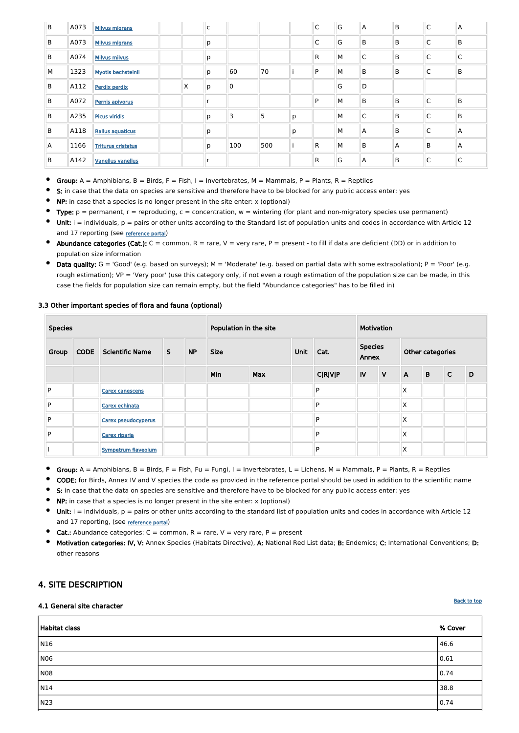| | | | | | | | | | | | | | | |
|---|---|---|---|---|---|---|---|---|---|---|---|---|---|---|
| B | A073 | Milvus migrans | | | c | | | | C | G | A | B | C | A |
| B | A073 | Milvus migrans | | | p | | | | C | G | B | B | C | B |
| B | A074 | Milvus milvus | | | p | | | | R | M | C | B | C | C |
| M | 1323 | Myotis bechsteinii | | | p | 60 | 70 | i | P | M | B | B | C | B |
| B | A112 | Perdix perdix | | X | p | 0 | | | | G | D | | | |
| B | A072 | Pernis apivorus | | | r | | | | P | M | B | B | C | B |
| B | A235 | Picus viridis | | | p | 3 | 5 | p | | M | C | B | C | B |
| B | A118 | Rallus aquaticus | | | p | | | p | | M | A | B | C | A |
| A | 1166 | Triturus cristatus | | | p | 100 | 500 | i | R | M | B | A | B | A |
| B | A142 | Vanellus vanellus | | | r | | | | R | G | A | B | C | C |

- **Group:** A = Amphibians, B = Birds, F = Fish, I = Invertebrates, M = Mammals, P = Plants, R = Reptiles
- **S:** in case that the data on species are sensitive and therefore have to be blocked for any public access enter: yes
- **NP:** in case that a species is no longer present in the site enter: x (optional)
- **Type:** p = permanent, r = reproducing, c = concentration, w = wintering (for plant and non-migratory species use permanent)
- **Unit:** i = individuals, p = pairs or other units according to the Standard list of population units and codes in accordance with Article 12 and 17 reporting (see reference portal)
- **Abundance categories (Cat.):** C = common, R = rare, V = very rare, P = present - to fill if data are deficient (DD) or in addition to population size information
- **Data quality:** G = 'Good' (e.g. based on surveys); M = 'Moderate' (e.g. based on partial data with some extrapolation); P = 'Poor' (e.g. rough estimation); VP = 'Very poor' (use this category only, if not even a rough estimation of the population size can be made, in this case the fields for population size can remain empty, but the field "Abundance categories" has to be filled in)

### 3.3 Other important species of flora and fauna (optional)

| Species | | | | | Population in the site | | | | Motivation | | | | | |
|---|---|---|---|---|---|---|---|---|---|---|---|---|---|---|
| Group | CODE | Scientific Name | S | NP | Size | | Unit | Cat. | Species Annex | | Other categories | | | |
| | | | | | Min | Max | | C\|R\|V\|P | IV | V | A | B | C | D |
| P | | Carex canescens | | | | | | P | | | X | | | |
| P | | Carex echinata | | | | | | P | | | X | | | |
| P | | Carex pseudocyperus | | | | | | P | | | X | | | |
| P | | Carex riparia | | | | | | P | | | X | | | |
| I | | Sympetrum flaveolum | | | | | | P | | | X | | | |

- **Group:** A = Amphibians, B = Birds, F = Fish, Fu = Fungi, I = Invertebrates, L = Lichens, M = Mammals, P = Plants, R = Reptiles
- **CODE:** for Birds, Annex IV and V species the code as provided in the reference portal should be used in addition to the scientific name
- **S:** in case that the data on species are sensitive and therefore have to be blocked for any public access enter: yes
- **NP:** in case that a species is no longer present in the site enter: x (optional)
- **Unit:** i = individuals, p = pairs or other units according to the standard list of population units and codes in accordance with Article 12 and 17 reporting, (see reference portal)
- **Cat.:** Abundance categories: C = common, R = rare, V = very rare, P = present
- **Motivation categories: IV, V:** Annex Species (Habitats Directive), **A:** National Red List data; **B:** Endemics; **C:** International Conventions; **D:** other reasons

## 4. SITE DESCRIPTION

### 4.1 General site character

Back to top

| Habitat class | % Cover |
|---|---|
| N16 | 46.6 |
| N06 | 0.61 |
| N08 | 0.74 |
| N14 | 38.8 |
| N23 | 0.74 |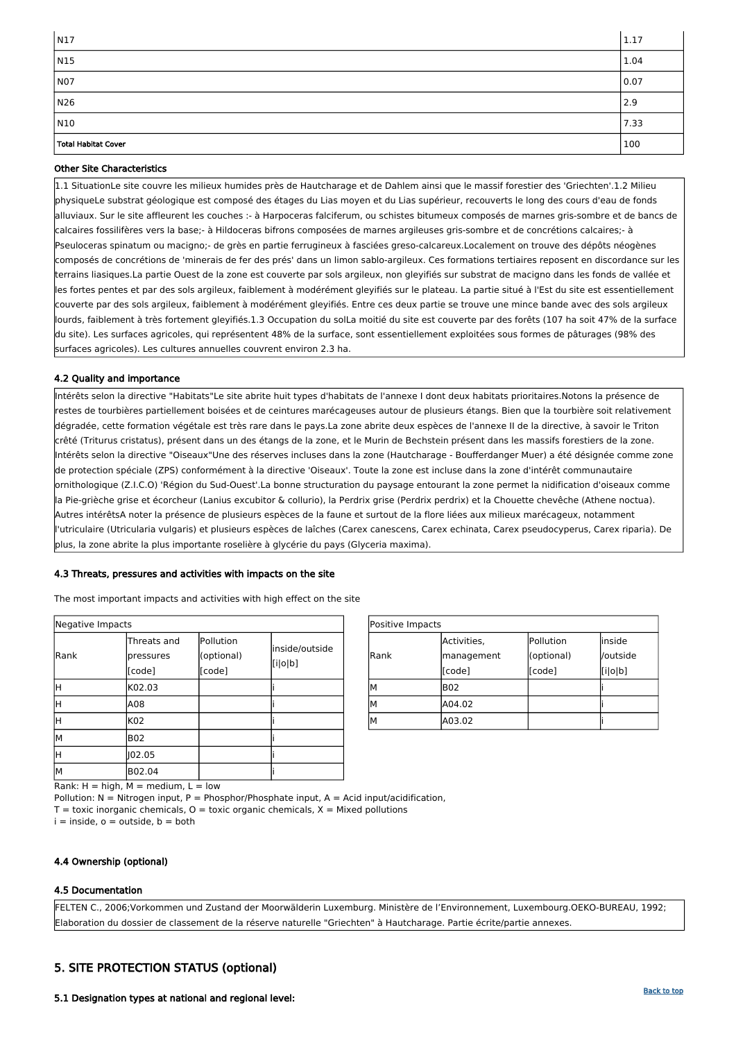| | |
|---|---|
| N17 | 1.17 |
| N15 | 1.04 |
| N07 | 0.07 |
| N26 | 2.9 |
| N10 | 7.33 |
| **Total Habitat Cover** | 100 |

**Other Site Characteristics**

1.1 SituationLe site couvre les milieux humides près de Hautcharage et de Dahlem ainsi que le massif forestier des 'Griechten'.1.2 Milieu physiqueLe substrat géologique est composé des étages du Lias moyen et du Lias supérieur, recouverts le long des cours d'eau de fonds alluviaux. Sur le site affleurent les couches :- à Harpoceras falciferum, ou schistes bitumeux composés de marnes gris-sombre et de bancs de calcaires fossilifères vers la base;- à Hildoceras bifrons composées de marnes argileuses gris-sombre et de concrétions calcaires;- à Pseuloceras spinatum ou macigno;- de grès en partie ferrugineux à fasciées greso-calcareux.Localement on trouve des dépôts néogènes composés de concrétions de 'minerais de fer des prés' dans un limon sablo-argileux. Ces formations tertiaires reposent en discordance sur les terrains liasiques.La partie Ouest de la zone est couverte par sols argileux, non gleyifiés sur substrat de macigno dans les fonds de vallée et les fortes pentes et par des sols argileux, faiblement à modérément gleyifiés sur le plateau. La partie situé à l'Est du site est essentiellement couverte par des sols argileux, faiblement à modérément gleyifiés. Entre ces deux partie se trouve une mince bande avec des sols argileux lourds, faiblement à très fortement gleyifiés.1.3 Occupation du solLa moitié du site est couverte par des forêts (107 ha soit 47% de la surface du site). Les surfaces agricoles, qui représentent 48% de la surface, sont essentiellement exploitées sous formes de pâturages (98% des surfaces agricoles). Les cultures annuelles couvrent environ 2.3 ha.

### 4.2 Quality and importance

Intérêts selon la directive "Habitats"Le site abrite huit types d'habitats de l'annexe I dont deux habitats prioritaires.Notons la présence de restes de tourbières partiellement boisées et de ceintures marécageuses autour de plusieurs étangs. Bien que la tourbière soit relativement dégradée, cette formation végétale est très rare dans le pays.La zone abrite deux espèces de l'annexe II de la directive, à savoir le Triton crêté (Triturus cristatus), présent dans un des étangs de la zone, et le Murin de Bechstein présent dans les massifs forestiers de la zone. Intérêts selon la directive "Oiseaux"Une des réserves incluses dans la zone (Hautcharage - Boufferdanger Muer) a été désignée comme zone de protection spéciale (ZPS) conformément à la directive 'Oiseaux'. Toute la zone est incluse dans la zone d'intérêt communautaire ornithologique (Z.I.C.O) 'Région du Sud-Ouest'.La bonne structuration du paysage entourant la zone permet la nidification d'oiseaux comme la Pie-grièche grise et écorcheur (Lanius excubitor & collurio), la Perdrix grise (Perdrix perdrix) et la Chouette chevêche (Athene noctua). Autres intérêtsA noter la présence de plusieurs espèces de la faune et surtout de la flore liées aux milieux marécageux, notamment l'utriculaire (Utricularia vulgaris) et plusieurs espèces de laîches (Carex canescens, Carex echinata, Carex pseudocyperus, Carex riparia). De plus, la zone abrite la plus importante roselière à glycérie du pays (Glyceria maxima).

### 4.3 Threats, pressures and activities with impacts on the site

The most important impacts and activities with high effect on the site

| Negative Impacts | | | |
|---|---|---|---|
| Rank | Threats and pressures [code] | Pollution (optional) [code] | inside/outside [i\|o\|b] |
| H | K02.03 | | i |
| H | A08 | | i |
| H | K02 | | i |
| M | B02 | | i |
| H | J02.05 | | i |
| M | B02.04 | | i |

| Positive Impacts | | | |
|---|---|---|---|
| Rank | Activities, management [code] | Pollution (optional) [code] | inside /outside [i\|o\|b] |
| M | B02 | | i |
| M | A04.02 | | i |
| M | A03.02 | | i |

Rank: H = high, M = medium, L = low
Pollution: N = Nitrogen input, P = Phosphor/Phosphate input, A = Acid input/acidification,
T = toxic inorganic chemicals, O = toxic organic chemicals, X = Mixed pollutions
i = inside, o = outside, b = both

### 4.4 Ownership (optional)

### 4.5 Documentation

FELTEN C., 2006;Vorkommen und Zustand der Moorwälderin Luxemburg. Ministère de l'Environnement, Luxembourg.OEKO-BUREAU, 1992; Elaboration du dossier de classement de la réserve naturelle "Griechten" à Hautcharage. Partie écrite/partie annexes.

## 5. SITE PROTECTION STATUS (optional)

Back to top

### 5.1 Designation types at national and regional level: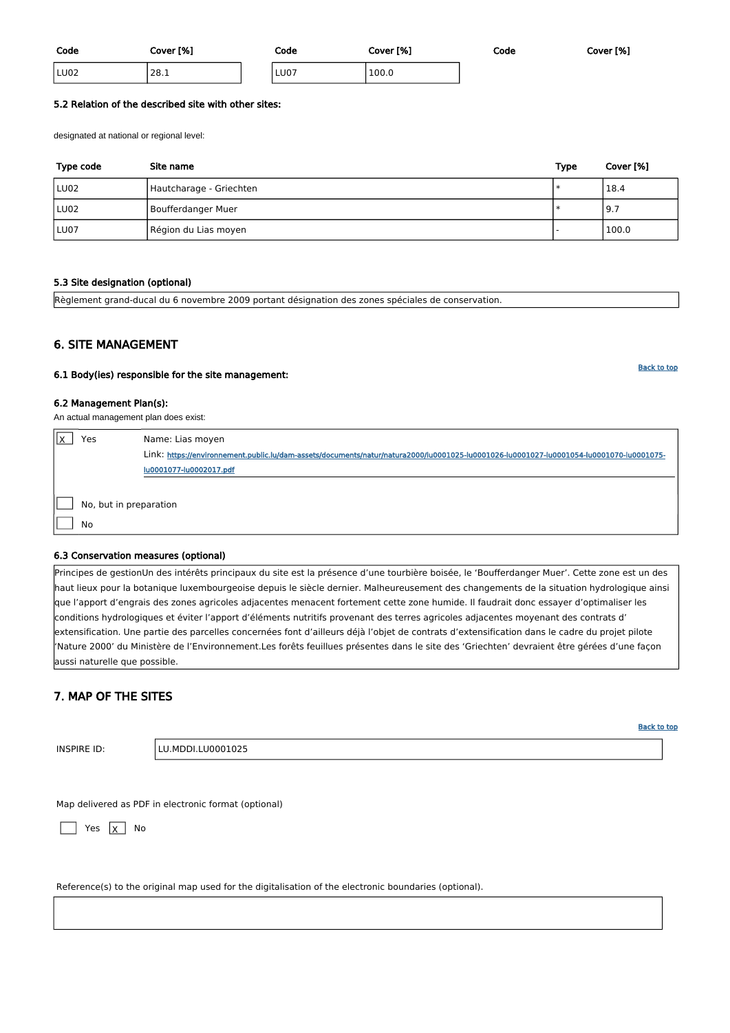| Code | Cover [%] | Code | Cover [%] | Code | Cover [%] |
|---|---|---|---|---|---|
| LU02 | 28.1 | LU07 | 100.0 | | |

### 5.2 Relation of the described site with other sites:

designated at national or regional level:

| Type code | Site name | Type | Cover [%] |
|---|---|---|---|
| LU02 | Hautcharage - Griechten | * | 18.4 |
| LU02 | Boufferdanger Muer | * | 9.7 |
| LU07 | Région du Lias moyen | - | 100.0 |

### 5.3 Site designation (optional)

Règlement grand-ducal du 6 novembre 2009 portant désignation des zones spéciales de conservation.

## 6. SITE MANAGEMENT

Back to top

### 6.1 Body(ies) responsible for the site management:

### 6.2 Management Plan(s):

An actual management plan does exist:

| | | |
|---|---|---|
| X | Yes | Name: Lias moyen<br>Link: https://environnement.public.lu/dam-assets/documents/natur/natura2000/lu0001025-lu0001026-lu0001027-lu0001054-lu0001070-lu0001075-lu0001077-lu0002017.pdf |
| | No, but in preparation | |
| | No | |

### 6.3 Conservation measures (optional)

Principes de gestionUn des intérêts principaux du site est la présence d'une tourbière boisée, le 'Boufferdanger Muer'. Cette zone est un des haut lieux pour la botanique luxembourgeoise depuis le siècle dernier. Malheureusement des changements de la situation hydrologique ainsi que l'apport d'engrais des zones agricoles adjacentes menacent fortement cette zone humide. Il faudrait donc essayer d'optimaliser les conditions hydrologiques et éviter l'apport d'éléments nutritifs provenant des terres agricoles adjacentes moyenant des contrats d' extensification. Une partie des parcelles concernées font d'ailleurs déjà l'objet de contrats d'extensification dans le cadre du projet pilote 'Nature 2000' du Ministère de l'Environnement.Les forêts feuillues présentes dans le site des 'Griechten' devraient être gérées d'une façon aussi naturelle que possible.

## 7. MAP OF THE SITES

Back to top

INSPIRE ID: LU.MDDI.LU0001025

Map delivered as PDF in electronic format (optional)

[ ] Yes [X] No

Reference(s) to the original map used for the digitalisation of the electronic boundaries (optional).